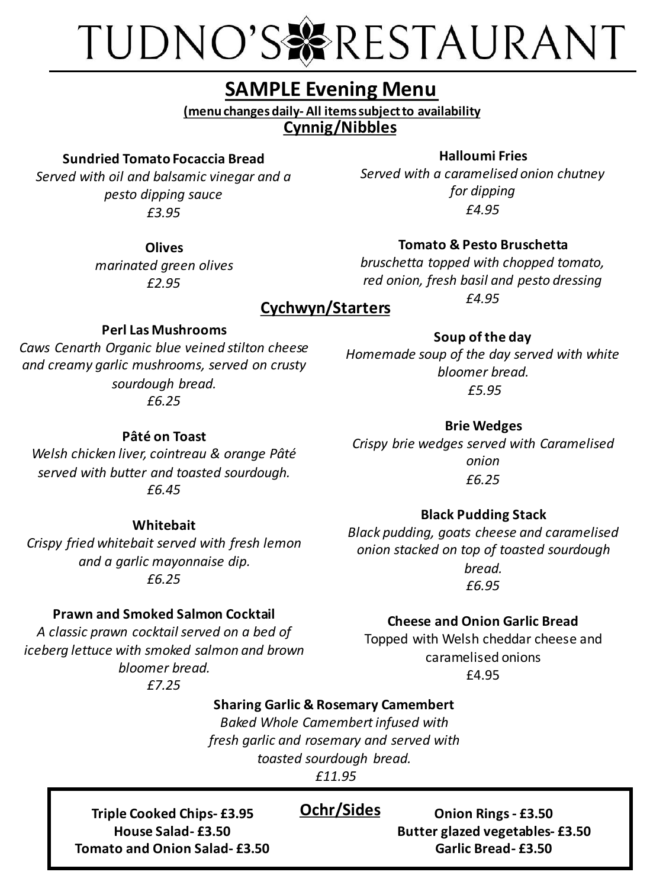# TUDNO'S RESTAURANT

## SAMPLE Evening Menu

**(menu changes daily- All items subject to availability**

### Cynnig/Nibbles

**Sundried Tomato Focaccia Bread**
*Served with oil and balsamic vinegar and a pesto dipping sauce*
*£3.95*

**Olives**
*marinated green olives*
*£2.95*

**Halloumi Fries**
*Served with a caramelised onion chutney for dipping*
*£4.95*

**Tomato & Pesto Bruschetta**
*bruschetta topped with chopped tomato, red onion, fresh basil and pesto dressing*
*£4.95*

### Cychwyn/Starters

**Perl Las Mushrooms**
*Caws Cenarth Organic blue veined stilton cheese and creamy garlic mushrooms, served on crusty sourdough bread.*
*£6.25*

**Pâté on Toast**
*Welsh chicken liver, cointreau & orange Pâté served with butter and toasted sourdough.*
*£6.45*

**Whitebait**
*Crispy fried whitebait served with fresh lemon and a garlic mayonnaise dip.*
*£6.25*

**Prawn and Smoked Salmon Cocktail**
*A classic prawn cocktail served on a bed of iceberg lettuce with smoked salmon and brown bloomer bread.*
*£7.25*

**Soup of the day**
*Homemade soup of the day served with white bloomer bread.*
*£5.95*

**Brie Wedges**
*Crispy brie wedges served with Caramelised onion*
*£6.25*

**Black Pudding Stack**
*Black pudding, goats cheese and caramelised onion stacked on top of toasted sourdough bread.*
*£6.95*

**Cheese and Onion Garlic Bread**
Topped with Welsh cheddar cheese and caramelised onions
£4.95

**Sharing Garlic & Rosemary Camembert**
*Baked Whole Camembert infused with fresh garlic and rosemary and served with toasted sourdough bread.*
*£11.95*

### Ochr/Sides

**Triple Cooked Chips- £3.95**
**House Salad- £3.50**
**Tomato and Onion Salad- £3.50**
**Onion Rings - £3.50**
**Butter glazed vegetables- £3.50**
**Garlic Bread- £3.50**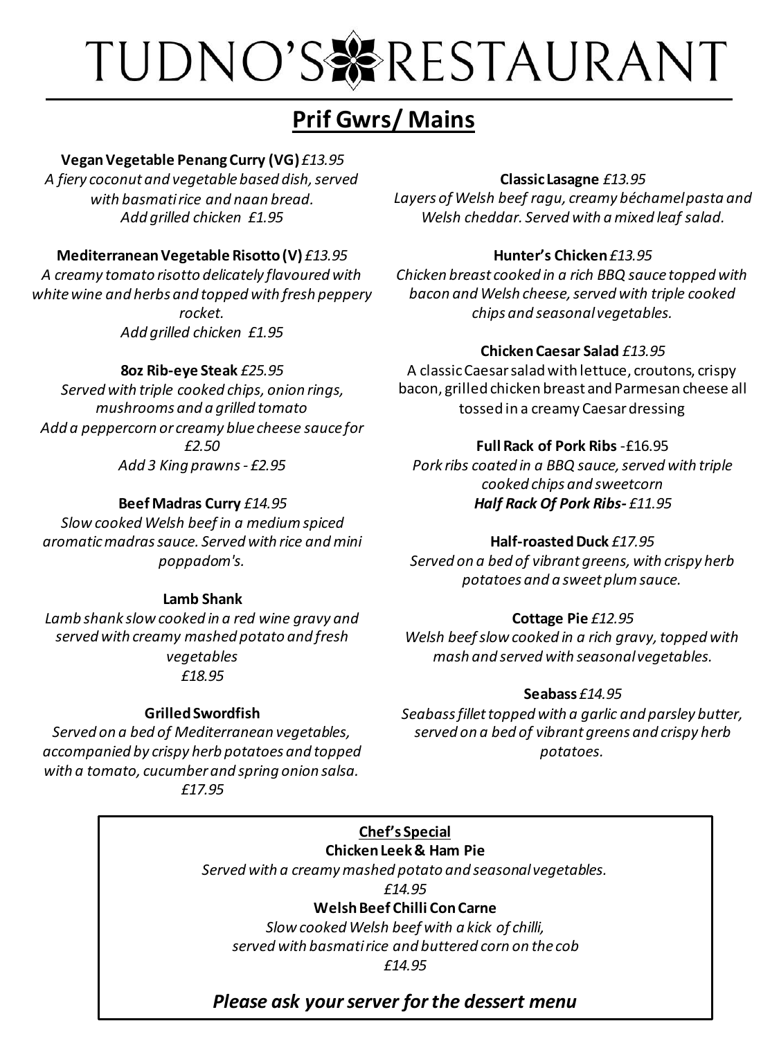# TUDNO'S RESTAURANT

## Prif Gwrs/ Mains

**Vegan Vegetable Penang Curry (VG)** *£13.95*
*A fiery coconut and vegetable based dish, served with basmati rice and naan bread.*
*Add grilled chicken £1.95*

**Mediterranean Vegetable Risotto (V)** *£13.95*
*A creamy tomato risotto delicately flavoured with white wine and herbs and topped with fresh peppery rocket.*
*Add grilled chicken £1.95*

**8oz Rib-eye Steak** *£25.95*
*Served with triple cooked chips, onion rings, mushrooms and a grilled tomato*
*Add a peppercorn or creamy blue cheese sauce for £2.50*
*Add 3 King prawns - £2.95*

**Beef Madras Curry** *£14.95*
*Slow cooked Welsh beef in a medium spiced aromatic madras sauce. Served with rice and mini poppadom's.*

**Lamb Shank**
*Lamb shank slow cooked in a red wine gravy and served with creamy mashed potato and fresh vegetables*
*£18.95*

**Grilled Swordfish**
*Served on a bed of Mediterranean vegetables, accompanied by crispy herb potatoes and topped with a tomato, cucumber and spring onion salsa.*
*£17.95*

**Classic Lasagne** *£13.95*
*Layers of Welsh beef ragu, creamy béchamel pasta and Welsh cheddar. Served with a mixed leaf salad.*

**Hunter's Chicken** *£13.95*
*Chicken breast cooked in a rich BBQ sauce topped with bacon and Welsh cheese, served with triple cooked chips and seasonal vegetables.*

**Chicken Caesar Salad** *£13.95*
A classic Caesar salad with lettuce, croutons, crispy bacon, grilled chicken breast and Parmesan cheese all tossed in a creamy Caesar dressing

**Full Rack of Pork Ribs** -£16.95
*Pork ribs coated in a BBQ sauce, served with triple cooked chips and sweetcorn*
***Half Rack Of Pork Ribs-*** *£11.95*

**Half-roasted Duck** *£17.95*
*Served on a bed of vibrant greens, with crispy herb potatoes and a sweet plum sauce.*

**Cottage Pie** *£12.95*
*Welsh beef slow cooked in a rich gravy, topped with mash and served with seasonal vegetables.*

**Seabass** *£14.95*
*Seabass fillet topped with a garlic and parsley butter, served on a bed of vibrant greens and crispy herb potatoes.*

**Chef's Special**

**Chicken Leek & Ham Pie**
*Served with a creamy mashed potato and seasonal vegetables.*
*£14.95*

**Welsh Beef Chilli Con Carne**
*Slow cooked Welsh beef with a kick of chilli, served with basmati rice and buttered corn on the cob*
*£14.95*

***Please ask your server for the dessert menu***